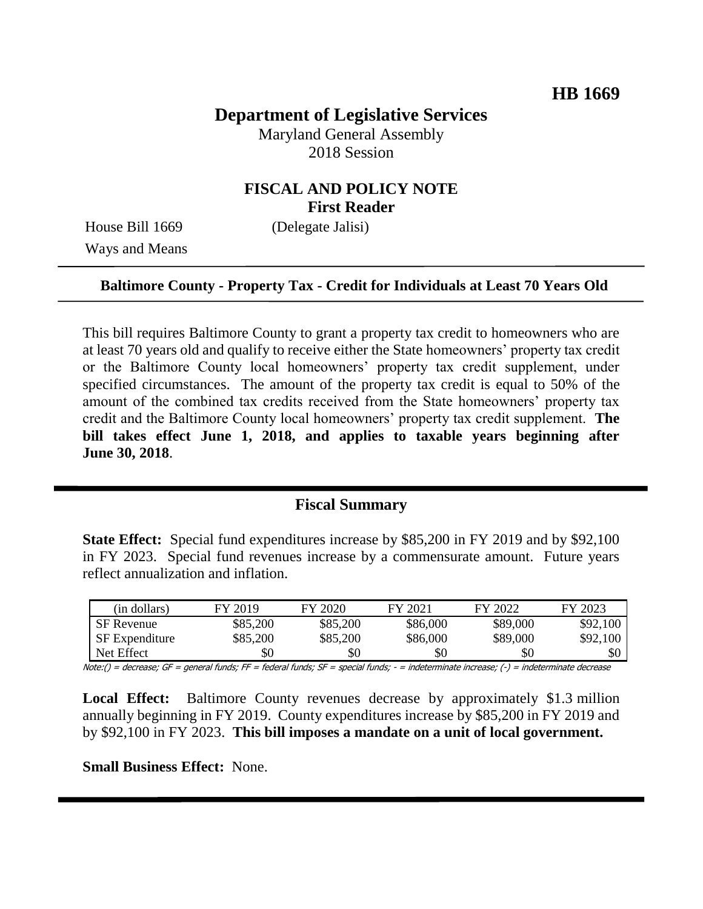**HB 1669**

# Department of Legislative Services

Maryland General Assembly
2018 Session

## FISCAL AND POLICY NOTE
**First Reader**

House Bill 1669 (Delegate Jalisi)
Ways and Means

**Baltimore County - Property Tax - Credit for Individuals at Least 70 Years Old**

This bill requires Baltimore County to grant a property tax credit to homeowners who are at least 70 years old and qualify to receive either the State homeowners' property tax credit or the Baltimore County local homeowners' property tax credit supplement, under specified circumstances. The amount of the property tax credit is equal to 50% of the amount of the combined tax credits received from the State homeowners' property tax credit and the Baltimore County local homeowners' property tax credit supplement. **The bill takes effect June 1, 2018, and applies to taxable years beginning after June 30, 2018**.

## Fiscal Summary

**State Effect:** Special fund expenditures increase by $85,200 in FY 2019 and by $92,100 in FY 2023. Special fund revenues increase by a commensurate amount. Future years reflect annualization and inflation.

| (in dollars) | FY 2019 | FY 2020 | FY 2021 | FY 2022 | FY 2023 |
|---|---|---|---|---|---|
| SF Revenue | $85,200 | $85,200 | $86,000 | $89,000 | $92,100 |
| SF Expenditure | $85,200 | $85,200 | $86,000 | $89,000 | $92,100 |
| Net Effect | $0 | $0 | $0 | $0 | $0 |

Note:() = decrease; GF = general funds; FF = federal funds; SF = special funds; - = indeterminate increase; (-) = indeterminate decrease

**Local Effect:** Baltimore County revenues decrease by approximately $1.3 million annually beginning in FY 2019. County expenditures increase by $85,200 in FY 2019 and by $92,100 in FY 2023. **This bill imposes a mandate on a unit of local government.**

**Small Business Effect:** None.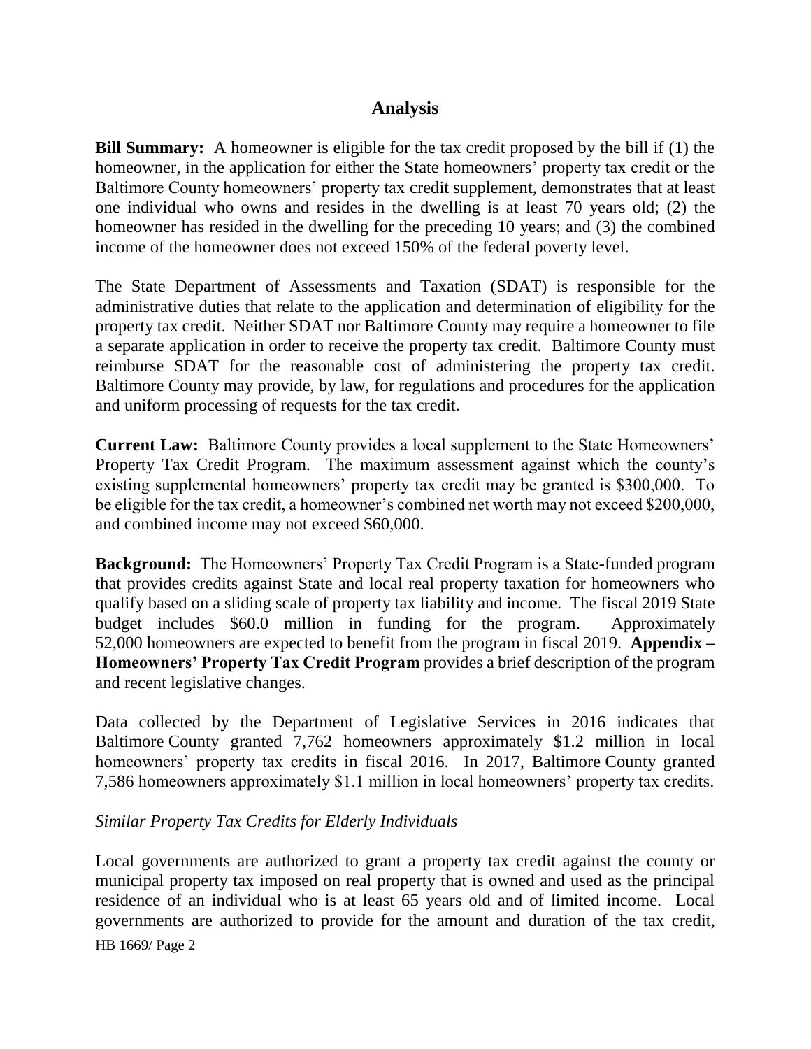## Analysis

**Bill Summary:** A homeowner is eligible for the tax credit proposed by the bill if (1) the homeowner, in the application for either the State homeowners' property tax credit or the Baltimore County homeowners' property tax credit supplement, demonstrates that at least one individual who owns and resides in the dwelling is at least 70 years old; (2) the homeowner has resided in the dwelling for the preceding 10 years; and (3) the combined income of the homeowner does not exceed 150% of the federal poverty level.

The State Department of Assessments and Taxation (SDAT) is responsible for the administrative duties that relate to the application and determination of eligibility for the property tax credit. Neither SDAT nor Baltimore County may require a homeowner to file a separate application in order to receive the property tax credit. Baltimore County must reimburse SDAT for the reasonable cost of administering the property tax credit. Baltimore County may provide, by law, for regulations and procedures for the application and uniform processing of requests for the tax credit.

**Current Law:** Baltimore County provides a local supplement to the State Homeowners' Property Tax Credit Program. The maximum assessment against which the county's existing supplemental homeowners' property tax credit may be granted is $300,000. To be eligible for the tax credit, a homeowner's combined net worth may not exceed $200,000, and combined income may not exceed $60,000.

**Background:** The Homeowners' Property Tax Credit Program is a State-funded program that provides credits against State and local real property taxation for homeowners who qualify based on a sliding scale of property tax liability and income. The fiscal 2019 State budget includes $60.0 million in funding for the program. Approximately 52,000 homeowners are expected to benefit from the program in fiscal 2019. **Appendix – Homeowners' Property Tax Credit Program** provides a brief description of the program and recent legislative changes.

Data collected by the Department of Legislative Services in 2016 indicates that Baltimore County granted 7,762 homeowners approximately $1.2 million in local homeowners' property tax credits in fiscal 2016. In 2017, Baltimore County granted 7,586 homeowners approximately $1.1 million in local homeowners' property tax credits.

*Similar Property Tax Credits for Elderly Individuals*

Local governments are authorized to grant a property tax credit against the county or municipal property tax imposed on real property that is owned and used as the principal residence of an individual who is at least 65 years old and of limited income. Local governments are authorized to provide for the amount and duration of the tax credit,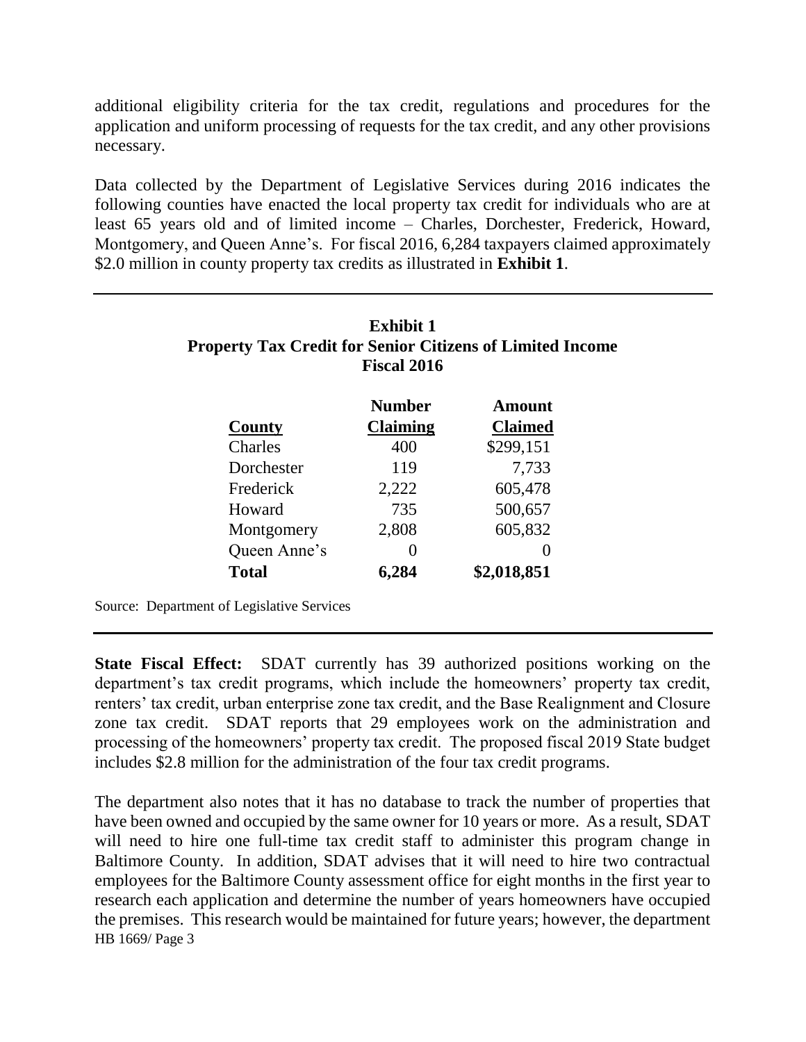additional eligibility criteria for the tax credit, regulations and procedures for the application and uniform processing of requests for the tax credit, and any other provisions necessary.

Data collected by the Department of Legislative Services during 2016 indicates the following counties have enacted the local property tax credit for individuals who are at least 65 years old and of limited income – Charles, Dorchester, Frederick, Howard, Montgomery, and Queen Anne's. For fiscal 2016, 6,284 taxpayers claimed approximately $2.0 million in county property tax credits as illustrated in **Exhibit 1**.

**Exhibit 1**
**Property Tax Credit for Senior Citizens of Limited Income**
**Fiscal 2016**

| County | Number Claiming | Amount Claimed |
|---|---|---|
| Charles | 400 | $299,151 |
| Dorchester | 119 | 7,733 |
| Frederick | 2,222 | 605,478 |
| Howard | 735 | 500,657 |
| Montgomery | 2,808 | 605,832 |
| Queen Anne's | 0 | 0 |
| **Total** | **6,284** | **$2,018,851** |

Source: Department of Legislative Services

**State Fiscal Effect:** SDAT currently has 39 authorized positions working on the department's tax credit programs, which include the homeowners' property tax credit, renters' tax credit, urban enterprise zone tax credit, and the Base Realignment and Closure zone tax credit. SDAT reports that 29 employees work on the administration and processing of the homeowners' property tax credit. The proposed fiscal 2019 State budget includes $2.8 million for the administration of the four tax credit programs.

The department also notes that it has no database to track the number of properties that have been owned and occupied by the same owner for 10 years or more. As a result, SDAT will need to hire one full-time tax credit staff to administer this program change in Baltimore County. In addition, SDAT advises that it will need to hire two contractual employees for the Baltimore County assessment office for eight months in the first year to research each application and determine the number of years homeowners have occupied the premises. This research would be maintained for future years; however, the department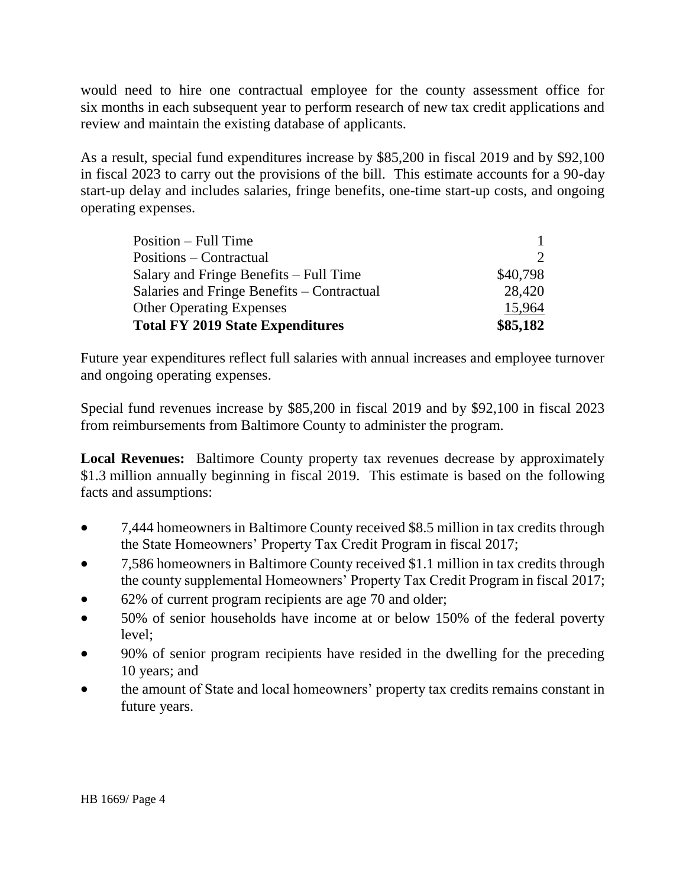would need to hire one contractual employee for the county assessment office for six months in each subsequent year to perform research of new tax credit applications and review and maintain the existing database of applicants.

As a result, special fund expenditures increase by $85,200 in fiscal 2019 and by $92,100 in fiscal 2023 to carry out the provisions of the bill. This estimate accounts for a 90-day start-up delay and includes salaries, fringe benefits, one-time start-up costs, and ongoing operating expenses.

| | |
|---|---|
| Position – Full Time | 1 |
| Positions – Contractual | 2 |
| Salary and Fringe Benefits – Full Time | $40,798 |
| Salaries and Fringe Benefits – Contractual | 28,420 |
| Other Operating Expenses | 15,964 |
| **Total FY 2019 State Expenditures** | **$85,182** |

Future year expenditures reflect full salaries with annual increases and employee turnover and ongoing operating expenses.

Special fund revenues increase by $85,200 in fiscal 2019 and by $92,100 in fiscal 2023 from reimbursements from Baltimore County to administer the program.

**Local Revenues:** Baltimore County property tax revenues decrease by approximately $1.3 million annually beginning in fiscal 2019. This estimate is based on the following facts and assumptions:

- 7,444 homeowners in Baltimore County received $8.5 million in tax credits through the State Homeowners' Property Tax Credit Program in fiscal 2017;
- 7,586 homeowners in Baltimore County received $1.1 million in tax credits through the county supplemental Homeowners' Property Tax Credit Program in fiscal 2017;
- 62% of current program recipients are age 70 and older;
- 50% of senior households have income at or below 150% of the federal poverty level;
- 90% of senior program recipients have resided in the dwelling for the preceding 10 years; and
- the amount of State and local homeowners' property tax credits remains constant in future years.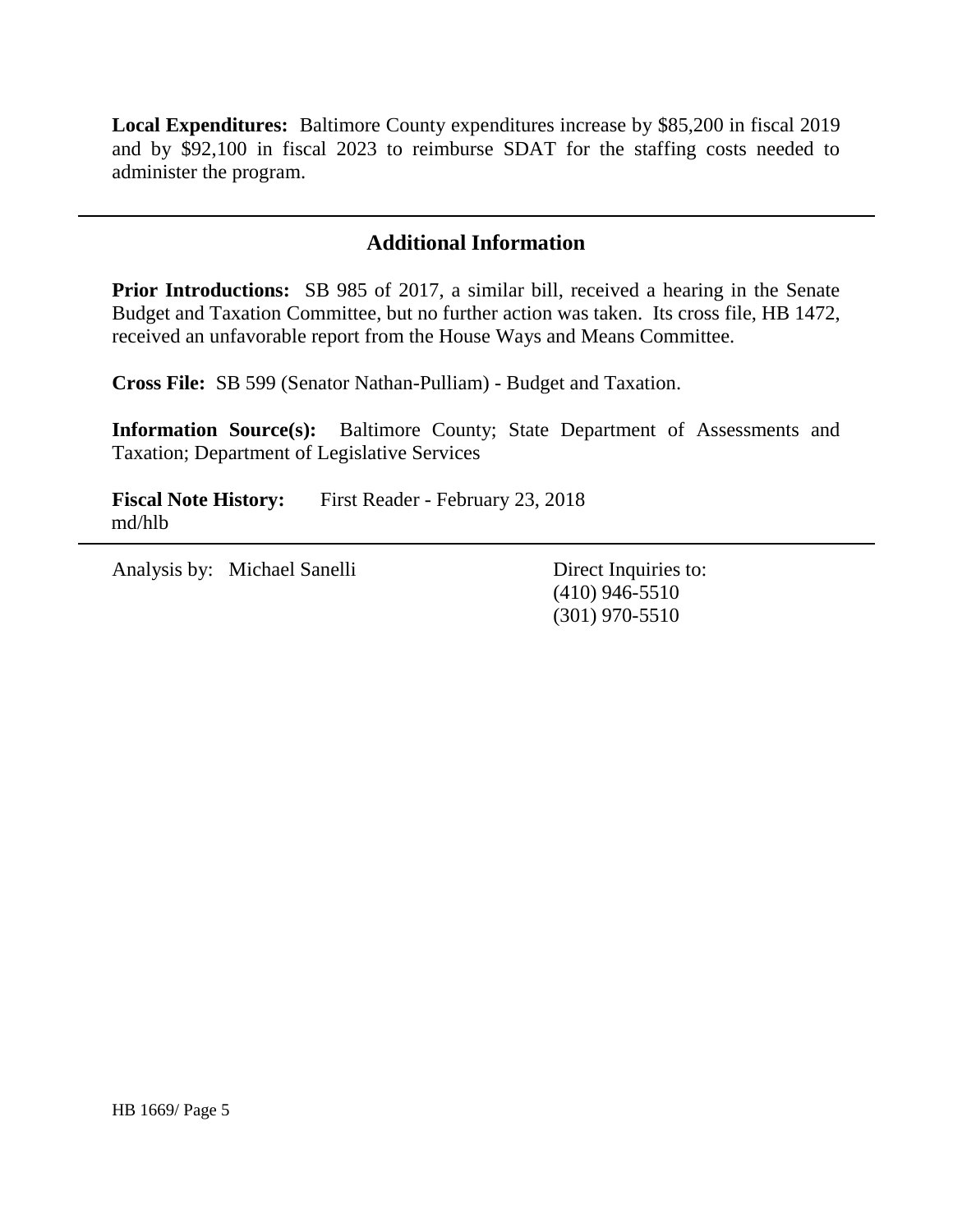**Local Expenditures:** Baltimore County expenditures increase by $85,200 in fiscal 2019 and by $92,100 in fiscal 2023 to reimburse SDAT for the staffing costs needed to administer the program.

## Additional Information

**Prior Introductions:** SB 985 of 2017, a similar bill, received a hearing in the Senate Budget and Taxation Committee, but no further action was taken. Its cross file, HB 1472, received an unfavorable report from the House Ways and Means Committee.

**Cross File:** SB 599 (Senator Nathan-Pulliam) - Budget and Taxation.

**Information Source(s):** Baltimore County; State Department of Assessments and Taxation; Department of Legislative Services

**Fiscal Note History:** First Reader - February 23, 2018
md/hlb

Analysis by: Michael Sanelli

Direct Inquiries to:
(410) 946-5510
(301) 970-5510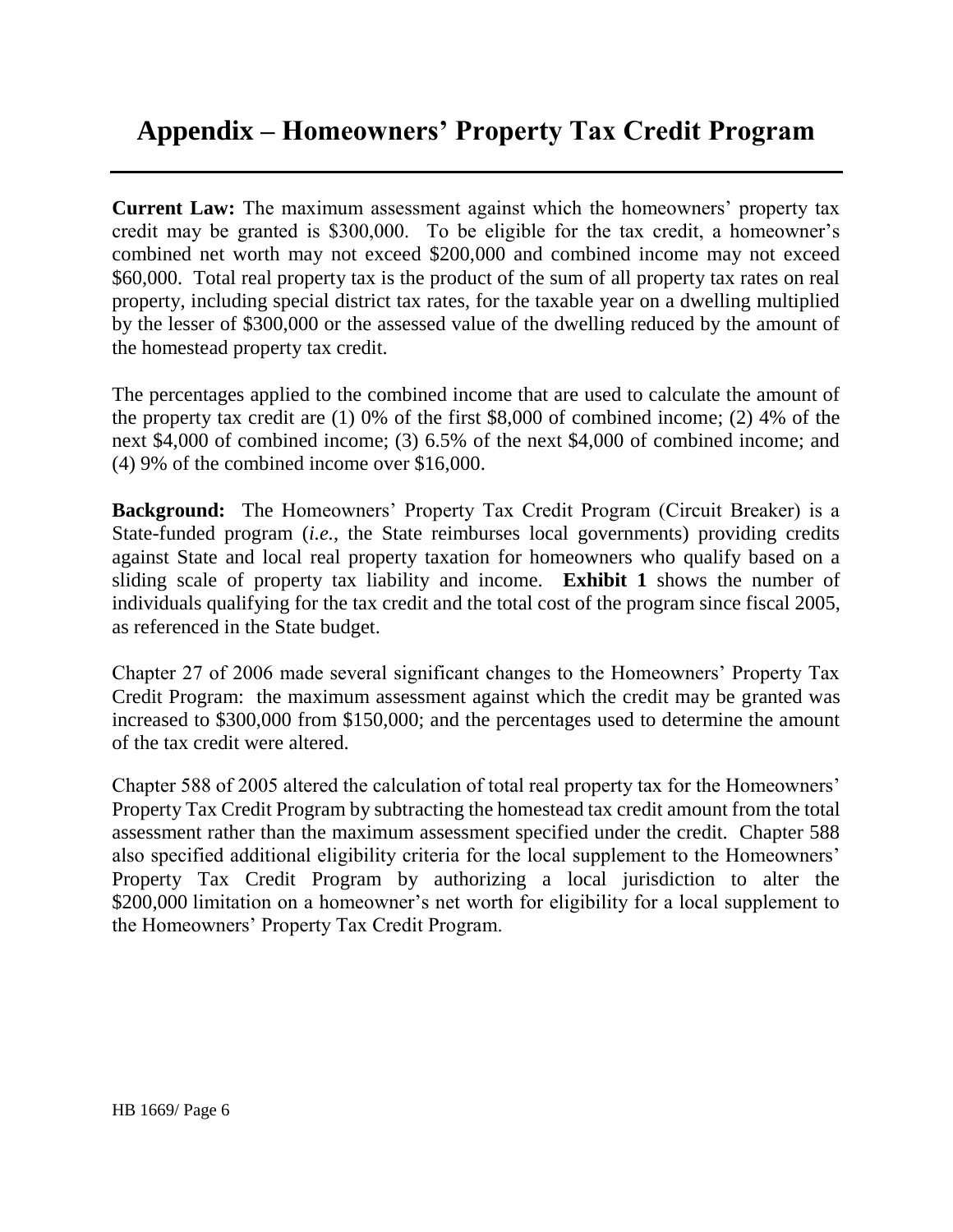# Appendix – Homeowners' Property Tax Credit Program

**Current Law:** The maximum assessment against which the homeowners' property tax credit may be granted is $300,000. To be eligible for the tax credit, a homeowner's combined net worth may not exceed $200,000 and combined income may not exceed $60,000. Total real property tax is the product of the sum of all property tax rates on real property, including special district tax rates, for the taxable year on a dwelling multiplied by the lesser of $300,000 or the assessed value of the dwelling reduced by the amount of the homestead property tax credit.

The percentages applied to the combined income that are used to calculate the amount of the property tax credit are (1) 0% of the first $8,000 of combined income; (2) 4% of the next $4,000 of combined income; (3) 6.5% of the next $4,000 of combined income; and (4) 9% of the combined income over $16,000.

**Background:** The Homeowners' Property Tax Credit Program (Circuit Breaker) is a State-funded program (*i.e.*, the State reimburses local governments) providing credits against State and local real property taxation for homeowners who qualify based on a sliding scale of property tax liability and income. **Exhibit 1** shows the number of individuals qualifying for the tax credit and the total cost of the program since fiscal 2005, as referenced in the State budget.

Chapter 27 of 2006 made several significant changes to the Homeowners' Property Tax Credit Program: the maximum assessment against which the credit may be granted was increased to $300,000 from $150,000; and the percentages used to determine the amount of the tax credit were altered.

Chapter 588 of 2005 altered the calculation of total real property tax for the Homeowners' Property Tax Credit Program by subtracting the homestead tax credit amount from the total assessment rather than the maximum assessment specified under the credit. Chapter 588 also specified additional eligibility criteria for the local supplement to the Homeowners' Property Tax Credit Program by authorizing a local jurisdiction to alter the $200,000 limitation on a homeowner's net worth for eligibility for a local supplement to the Homeowners' Property Tax Credit Program.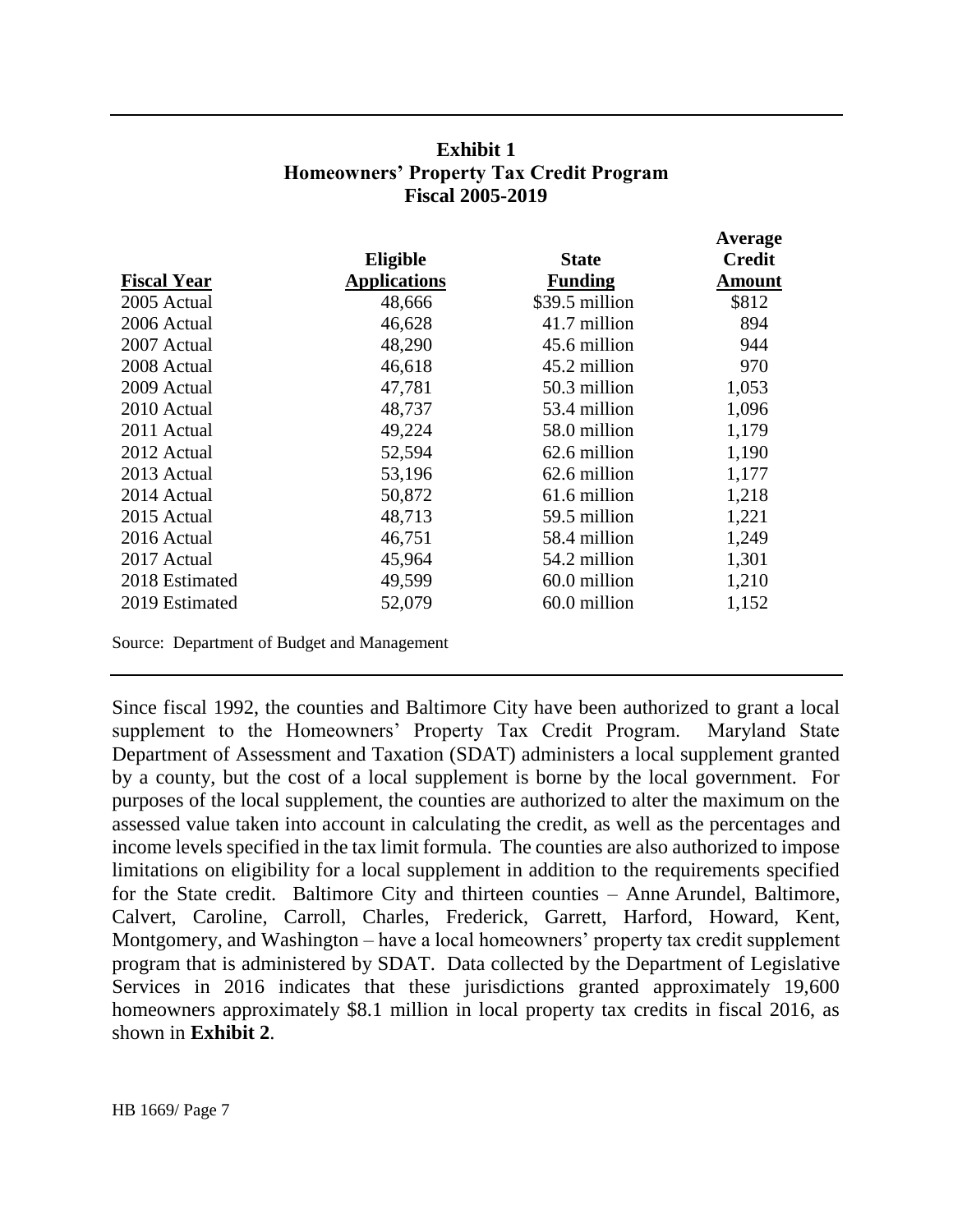**Exhibit 1**
**Homeowners' Property Tax Credit Program**
**Fiscal 2005-2019**

| Fiscal Year | Eligible Applications | State Funding | Average Credit Amount |
|---|---|---|---|
| 2005 Actual | 48,666 | $39.5 million | $812 |
| 2006 Actual | 46,628 | 41.7 million | 894 |
| 2007 Actual | 48,290 | 45.6 million | 944 |
| 2008 Actual | 46,618 | 45.2 million | 970 |
| 2009 Actual | 47,781 | 50.3 million | 1,053 |
| 2010 Actual | 48,737 | 53.4 million | 1,096 |
| 2011 Actual | 49,224 | 58.0 million | 1,179 |
| 2012 Actual | 52,594 | 62.6 million | 1,190 |
| 2013 Actual | 53,196 | 62.6 million | 1,177 |
| 2014 Actual | 50,872 | 61.6 million | 1,218 |
| 2015 Actual | 48,713 | 59.5 million | 1,221 |
| 2016 Actual | 46,751 | 58.4 million | 1,249 |
| 2017 Actual | 45,964 | 54.2 million | 1,301 |
| 2018 Estimated | 49,599 | 60.0 million | 1,210 |
| 2019 Estimated | 52,079 | 60.0 million | 1,152 |

Source: Department of Budget and Management

Since fiscal 1992, the counties and Baltimore City have been authorized to grant a local supplement to the Homeowners' Property Tax Credit Program. Maryland State Department of Assessment and Taxation (SDAT) administers a local supplement granted by a county, but the cost of a local supplement is borne by the local government. For purposes of the local supplement, the counties are authorized to alter the maximum on the assessed value taken into account in calculating the credit, as well as the percentages and income levels specified in the tax limit formula. The counties are also authorized to impose limitations on eligibility for a local supplement in addition to the requirements specified for the State credit. Baltimore City and thirteen counties – Anne Arundel, Baltimore, Calvert, Caroline, Carroll, Charles, Frederick, Garrett, Harford, Howard, Kent, Montgomery, and Washington – have a local homeowners' property tax credit supplement program that is administered by SDAT. Data collected by the Department of Legislative Services in 2016 indicates that these jurisdictions granted approximately 19,600 homeowners approximately $8.1 million in local property tax credits in fiscal 2016, as shown in **Exhibit 2**.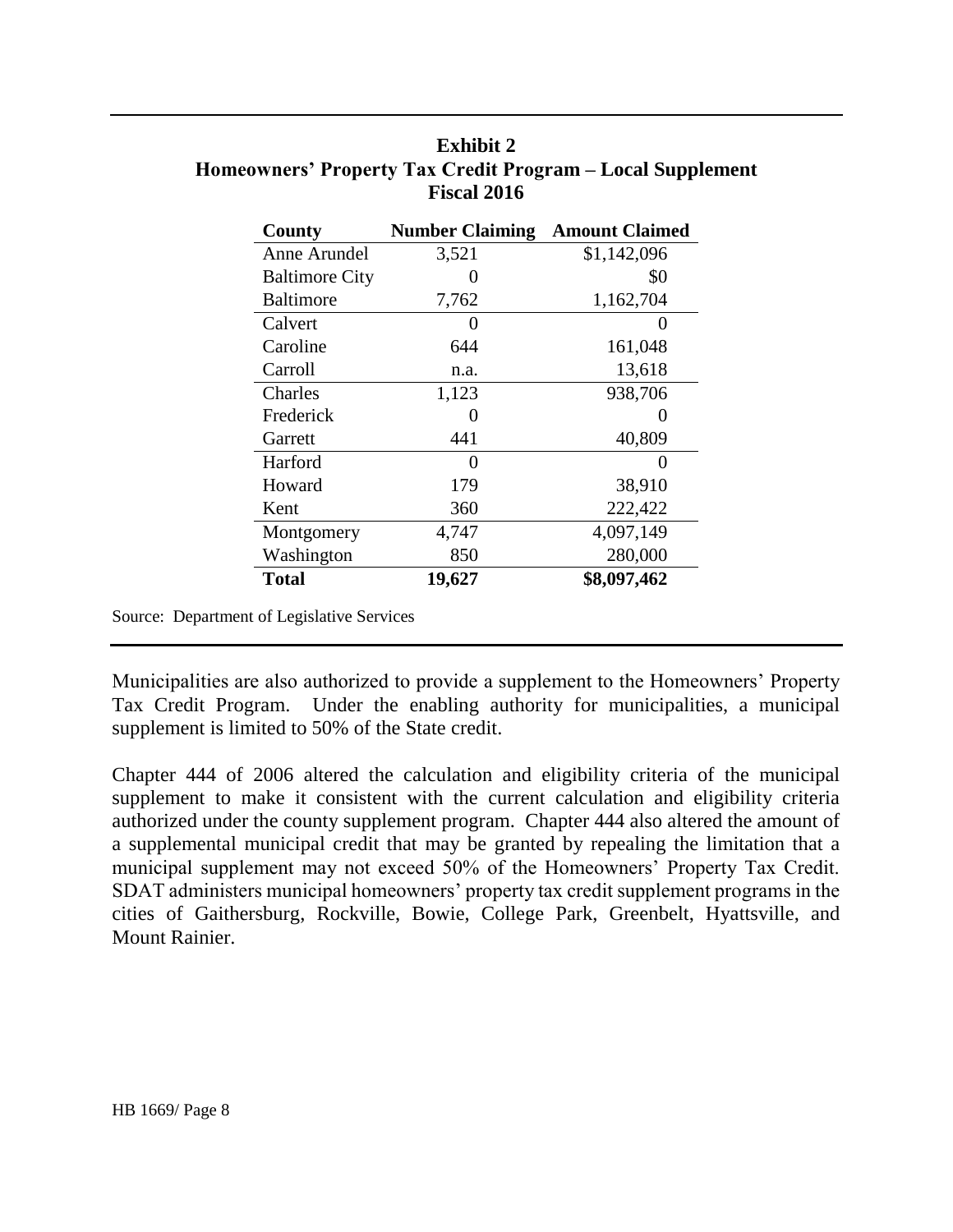**Exhibit 2**
**Homeowners' Property Tax Credit Program – Local Supplement**
**Fiscal 2016**

| County | Number Claiming | Amount Claimed |
|---|---|---|
| Anne Arundel | 3,521 | $1,142,096 |
| Baltimore City | 0 | $0 |
| Baltimore | 7,762 | 1,162,704 |
| Calvert | 0 | 0 |
| Caroline | 644 | 161,048 |
| Carroll | n.a. | 13,618 |
| Charles | 1,123 | 938,706 |
| Frederick | 0 | 0 |
| Garrett | 441 | 40,809 |
| Harford | 0 | 0 |
| Howard | 179 | 38,910 |
| Kent | 360 | 222,422 |
| Montgomery | 4,747 | 4,097,149 |
| Washington | 850 | 280,000 |
| **Total** | **19,627** | **$8,097,462** |

Source: Department of Legislative Services

Municipalities are also authorized to provide a supplement to the Homeowners' Property Tax Credit Program. Under the enabling authority for municipalities, a municipal supplement is limited to 50% of the State credit.

Chapter 444 of 2006 altered the calculation and eligibility criteria of the municipal supplement to make it consistent with the current calculation and eligibility criteria authorized under the county supplement program. Chapter 444 also altered the amount of a supplemental municipal credit that may be granted by repealing the limitation that a municipal supplement may not exceed 50% of the Homeowners' Property Tax Credit. SDAT administers municipal homeowners' property tax credit supplement programs in the cities of Gaithersburg, Rockville, Bowie, College Park, Greenbelt, Hyattsville, and Mount Rainier.